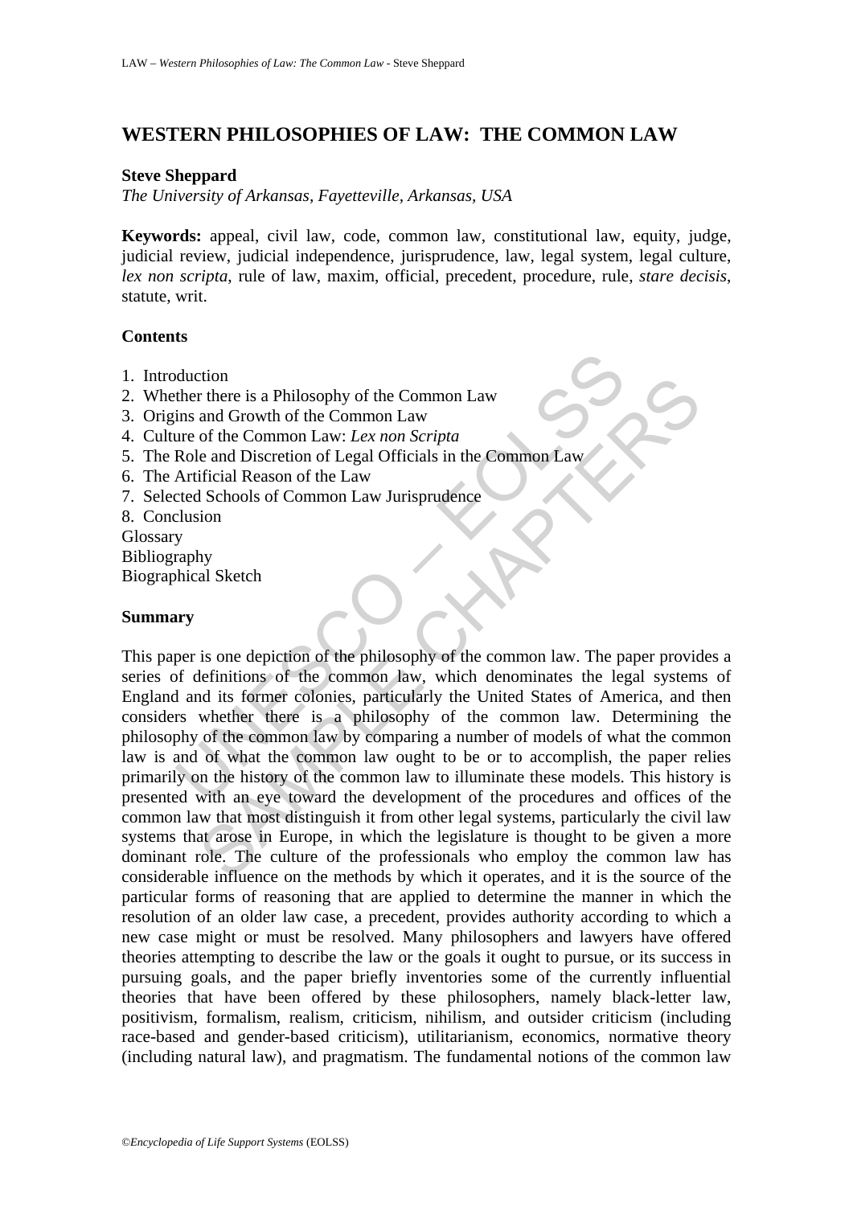# WESTERN PHILOSOPHIES OF LAW: THE COMMON LAW

**Steve Sheppard**
*The University of Arkansas, Fayetteville, Arkansas, USA*

**Keywords:** appeal, civil law, code, common law, constitutional law, equity, judge, judicial review, judicial independence, jurisprudence, law, legal system, legal culture, *lex non scripta*, rule of law, maxim, official, precedent, procedure, rule, *stare decisis*, statute, writ.

## Contents

1. Introduction
2. Whether there is a Philosophy of the Common Law
3. Origins and Growth of the Common Law
4. Culture of the Common Law: *Lex non Scripta*
5. The Role and Discretion of Legal Officials in the Common Law
6. The Artificial Reason of the Law
7. Selected Schools of Common Law Jurisprudence
8. Conclusion

Glossary
Bibliography
Biographical Sketch

## Summary

This paper is one depiction of the philosophy of the common law. The paper provides a series of definitions of the common law, which denominates the legal systems of England and its former colonies, particularly the United States of America, and then considers whether there is a philosophy of the common law. Determining the philosophy of the common law by comparing a number of models of what the common law is and of what the common law ought to be or to accomplish, the paper relies primarily on the history of the common law to illuminate these models. This history is presented with an eye toward the development of the procedures and offices of the common law that most distinguish it from other legal systems, particularly the civil law systems that arose in Europe, in which the legislature is thought to be given a more dominant role. The culture of the professionals who employ the common law has considerable influence on the methods by which it operates, and it is the source of the particular forms of reasoning that are applied to determine the manner in which the resolution of an older law case, a precedent, provides authority according to which a new case might or must be resolved. Many philosophers and lawyers have offered theories attempting to describe the law or the goals it ought to pursue, or its success in pursuing goals, and the paper briefly inventories some of the currently influential theories that have been offered by these philosophers, namely black-letter law, positivism, formalism, realism, criticism, nihilism, and outsider criticism (including race-based and gender-based criticism), utilitarianism, economics, normative theory (including natural law), and pragmatism. The fundamental notions of the common law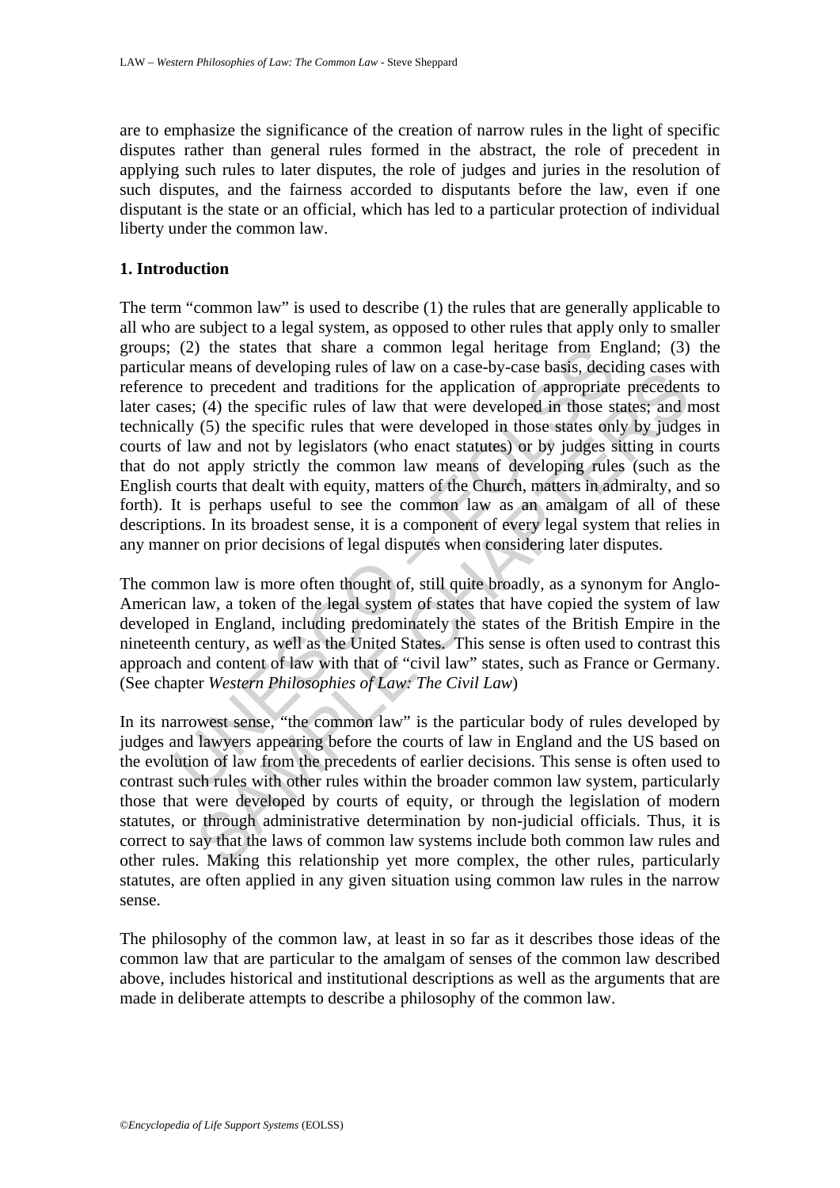are to emphasize the significance of the creation of narrow rules in the light of specific disputes rather than general rules formed in the abstract, the role of precedent in applying such rules to later disputes, the role of judges and juries in the resolution of such disputes, and the fairness accorded to disputants before the law, even if one disputant is the state or an official, which has led to a particular protection of individual liberty under the common law.

## 1. Introduction

The term "common law" is used to describe (1) the rules that are generally applicable to all who are subject to a legal system, as opposed to other rules that apply only to smaller groups; (2) the states that share a common legal heritage from England; (3) the particular means of developing rules of law on a case-by-case basis, deciding cases with reference to precedent and traditions for the application of appropriate precedents to later cases; (4) the specific rules of law that were developed in those states; and most technically (5) the specific rules that were developed in those states only by judges in courts of law and not by legislators (who enact statutes) or by judges sitting in courts that do not apply strictly the common law means of developing rules (such as the English courts that dealt with equity, matters of the Church, matters in admiralty, and so forth). It is perhaps useful to see the common law as an amalgam of all of these descriptions. In its broadest sense, it is a component of every legal system that relies in any manner on prior decisions of legal disputes when considering later disputes.

The common law is more often thought of, still quite broadly, as a synonym for Anglo-American law, a token of the legal system of states that have copied the system of law developed in England, including predominately the states of the British Empire in the nineteenth century, as well as the United States. This sense is often used to contrast this approach and content of law with that of "civil law" states, such as France or Germany. (See chapter *Western Philosophies of Law: The Civil Law*)

In its narrowest sense, "the common law" is the particular body of rules developed by judges and lawyers appearing before the courts of law in England and the US based on the evolution of law from the precedents of earlier decisions. This sense is often used to contrast such rules with other rules within the broader common law system, particularly those that were developed by courts of equity, or through the legislation of modern statutes, or through administrative determination by non-judicial officials. Thus, it is correct to say that the laws of common law systems include both common law rules and other rules. Making this relationship yet more complex, the other rules, particularly statutes, are often applied in any given situation using common law rules in the narrow sense.

The philosophy of the common law, at least in so far as it describes those ideas of the common law that are particular to the amalgam of senses of the common law described above, includes historical and institutional descriptions as well as the arguments that are made in deliberate attempts to describe a philosophy of the common law.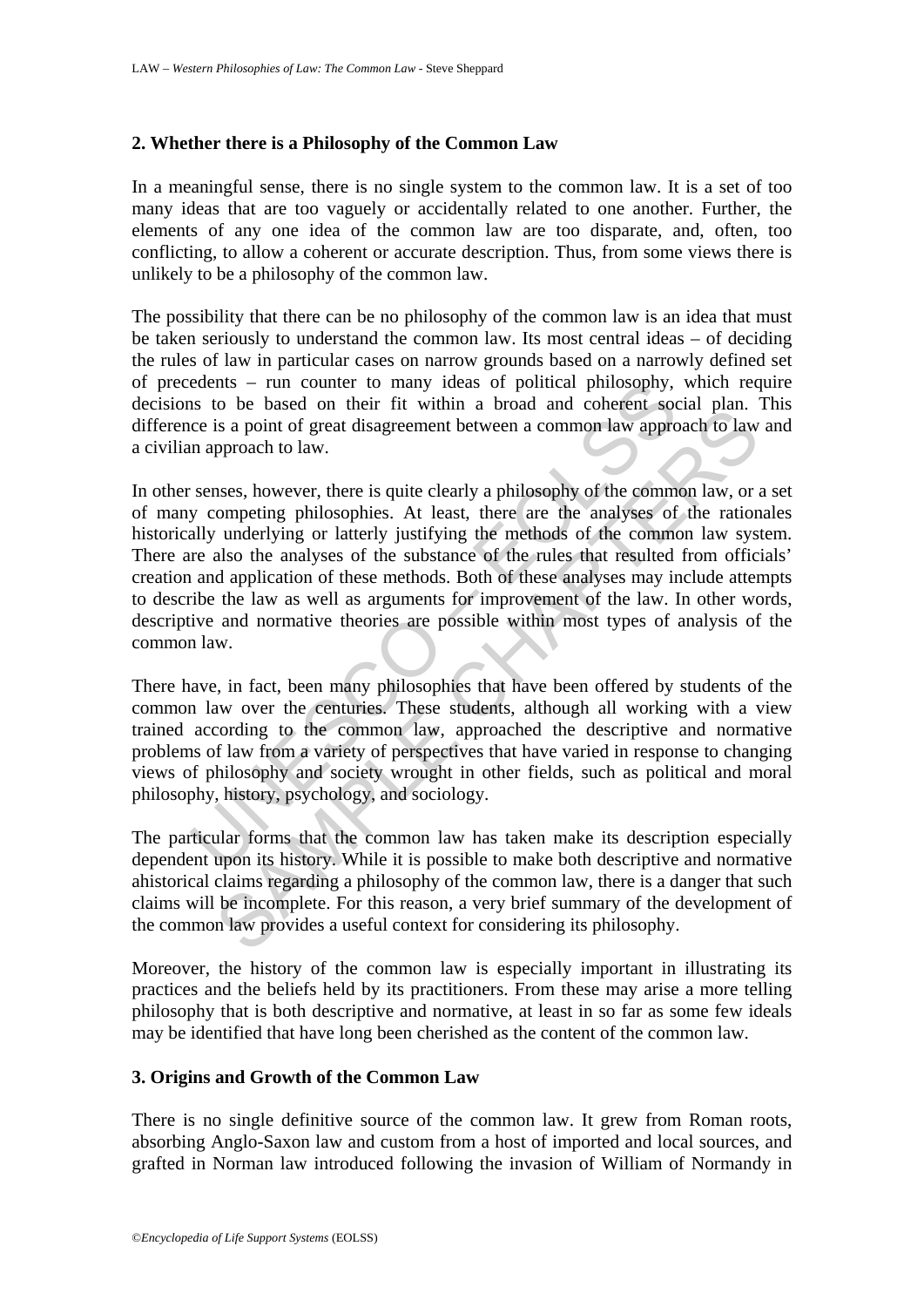## 2. Whether there is a Philosophy of the Common Law

In a meaningful sense, there is no single system to the common law. It is a set of too many ideas that are too vaguely or accidentally related to one another. Further, the elements of any one idea of the common law are too disparate, and, often, too conflicting, to allow a coherent or accurate description. Thus, from some views there is unlikely to be a philosophy of the common law.

The possibility that there can be no philosophy of the common law is an idea that must be taken seriously to understand the common law. Its most central ideas – of deciding the rules of law in particular cases on narrow grounds based on a narrowly defined set of precedents – run counter to many ideas of political philosophy, which require decisions to be based on their fit within a broad and coherent social plan. This difference is a point of great disagreement between a common law approach to law and a civilian approach to law.

In other senses, however, there is quite clearly a philosophy of the common law, or a set of many competing philosophies. At least, there are the analyses of the rationales historically underlying or latterly justifying the methods of the common law system. There are also the analyses of the substance of the rules that resulted from officials' creation and application of these methods. Both of these analyses may include attempts to describe the law as well as arguments for improvement of the law. In other words, descriptive and normative theories are possible within most types of analysis of the common law.

There have, in fact, been many philosophies that have been offered by students of the common law over the centuries. These students, although all working with a view trained according to the common law, approached the descriptive and normative problems of law from a variety of perspectives that have varied in response to changing views of philosophy and society wrought in other fields, such as political and moral philosophy, history, psychology, and sociology.

The particular forms that the common law has taken make its description especially dependent upon its history. While it is possible to make both descriptive and normative ahistorical claims regarding a philosophy of the common law, there is a danger that such claims will be incomplete. For this reason, a very brief summary of the development of the common law provides a useful context for considering its philosophy.

Moreover, the history of the common law is especially important in illustrating its practices and the beliefs held by its practitioners. From these may arise a more telling philosophy that is both descriptive and normative, at least in so far as some few ideals may be identified that have long been cherished as the content of the common law.

## 3. Origins and Growth of the Common Law

There is no single definitive source of the common law. It grew from Roman roots, absorbing Anglo-Saxon law and custom from a host of imported and local sources, and grafted in Norman law introduced following the invasion of William of Normandy in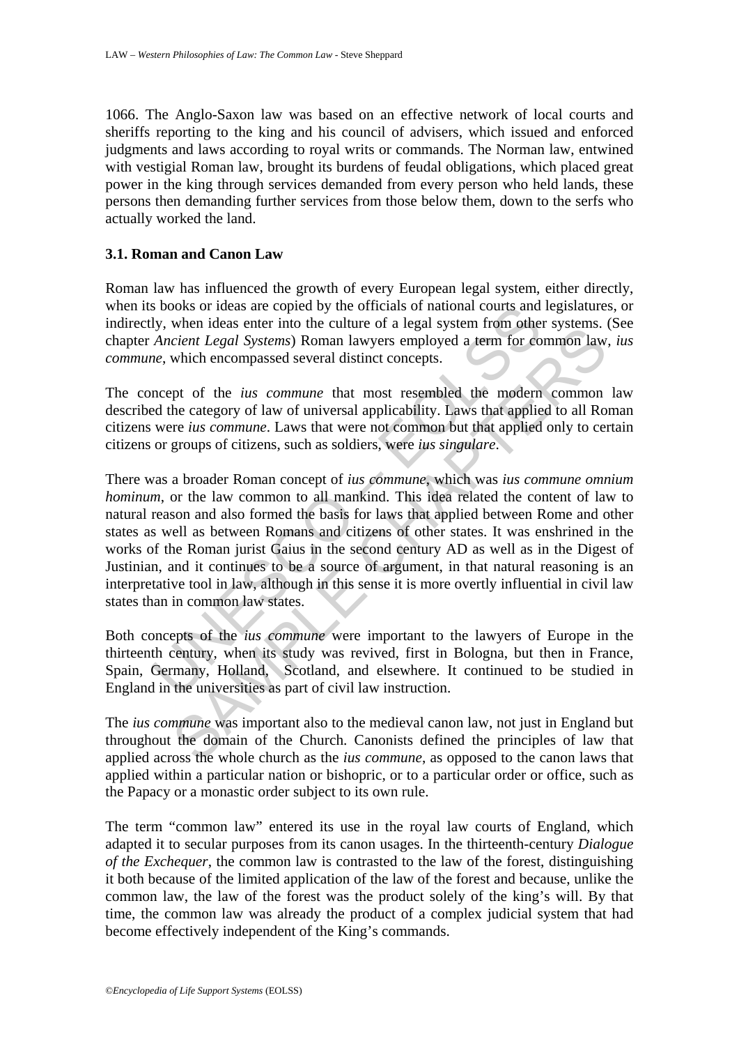1066. The Anglo-Saxon law was based on an effective network of local courts and sheriffs reporting to the king and his council of advisers, which issued and enforced judgments and laws according to royal writs or commands. The Norman law, entwined with vestigial Roman law, brought its burdens of feudal obligations, which placed great power in the king through services demanded from every person who held lands, these persons then demanding further services from those below them, down to the serfs who actually worked the land.

### 3.1. Roman and Canon Law

Roman law has influenced the growth of every European legal system, either directly, when its books or ideas are copied by the officials of national courts and legislatures, or indirectly, when ideas enter into the culture of a legal system from other systems. (See chapter *Ancient Legal Systems*) Roman lawyers employed a term for common law, *ius commune*, which encompassed several distinct concepts.

The concept of the *ius commune* that most resembled the modern common law described the category of law of universal applicability. Laws that applied to all Roman citizens were *ius commune*. Laws that were not common but that applied only to certain citizens or groups of citizens, such as soldiers, were *ius singulare*.

There was a broader Roman concept of *ius commune*, which was *ius commune omnium hominum*, or the law common to all mankind. This idea related the content of law to natural reason and also formed the basis for laws that applied between Rome and other states as well as between Romans and citizens of other states. It was enshrined in the works of the Roman jurist Gaius in the second century AD as well as in the Digest of Justinian, and it continues to be a source of argument, in that natural reasoning is an interpretative tool in law, although in this sense it is more overtly influential in civil law states than in common law states.

Both concepts of the *ius commune* were important to the lawyers of Europe in the thirteenth century, when its study was revived, first in Bologna, but then in France, Spain, Germany, Holland, Scotland, and elsewhere. It continued to be studied in England in the universities as part of civil law instruction.

The *ius commune* was important also to the medieval canon law, not just in England but throughout the domain of the Church. Canonists defined the principles of law that applied across the whole church as the *ius commune*, as opposed to the canon laws that applied within a particular nation or bishopric, or to a particular order or office, such as the Papacy or a monastic order subject to its own rule.

The term "common law" entered its use in the royal law courts of England, which adapted it to secular purposes from its canon usages. In the thirteenth-century *Dialogue of the Exchequer*, the common law is contrasted to the law of the forest, distinguishing it both because of the limited application of the law of the forest and because, unlike the common law, the law of the forest was the product solely of the king's will. By that time, the common law was already the product of a complex judicial system that had become effectively independent of the King's commands.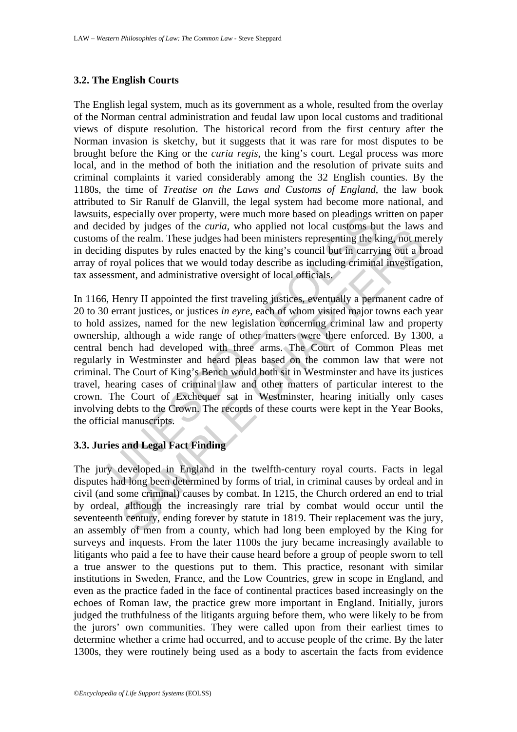### 3.2. The English Courts

The English legal system, much as its government as a whole, resulted from the overlay of the Norman central administration and feudal law upon local customs and traditional views of dispute resolution. The historical record from the first century after the Norman invasion is sketchy, but it suggests that it was rare for most disputes to be brought before the King or the *curia regis*, the king's court. Legal process was more local, and in the method of both the initiation and the resolution of private suits and criminal complaints it varied considerably among the 32 English counties. By the 1180s, the time of *Treatise on the Laws and Customs of England*, the law book attributed to Sir Ranulf de Glanvill, the legal system had become more national, and lawsuits, especially over property, were much more based on pleadings written on paper and decided by judges of the *curia*, who applied not local customs but the laws and customs of the realm. These judges had been ministers representing the king, not merely in deciding disputes by rules enacted by the king's council but in carrying out a broad array of royal polices that we would today describe as including criminal investigation, tax assessment, and administrative oversight of local officials.

In 1166, Henry II appointed the first traveling justices, eventually a permanent cadre of 20 to 30 errant justices, or justices *in eyre*, each of whom visited major towns each year to hold assizes, named for the new legislation concerning criminal law and property ownership, although a wide range of other matters were there enforced. By 1300, a central bench had developed with three arms. The Court of Common Pleas met regularly in Westminster and heard pleas based on the common law that were not criminal. The Court of King's Bench would both sit in Westminster and have its justices travel, hearing cases of criminal law and other matters of particular interest to the crown. The Court of Exchequer sat in Westminster, hearing initially only cases involving debts to the Crown. The records of these courts were kept in the Year Books, the official manuscripts.

### 3.3. Juries and Legal Fact Finding

The jury developed in England in the twelfth-century royal courts. Facts in legal disputes had long been determined by forms of trial, in criminal causes by ordeal and in civil (and some criminal) causes by combat. In 1215, the Church ordered an end to trial by ordeal, although the increasingly rare trial by combat would occur until the seventeenth century, ending forever by statute in 1819. Their replacement was the jury, an assembly of men from a county, which had long been employed by the King for surveys and inquests. From the later 1100s the jury became increasingly available to litigants who paid a fee to have their cause heard before a group of people sworn to tell a true answer to the questions put to them. This practice, resonant with similar institutions in Sweden, France, and the Low Countries, grew in scope in England, and even as the practice faded in the face of continental practices based increasingly on the echoes of Roman law, the practice grew more important in England. Initially, jurors judged the truthfulness of the litigants arguing before them, who were likely to be from the jurors' own communities. They were called upon from their earliest times to determine whether a crime had occurred, and to accuse people of the crime. By the later 1300s, they were routinely being used as a body to ascertain the facts from evidence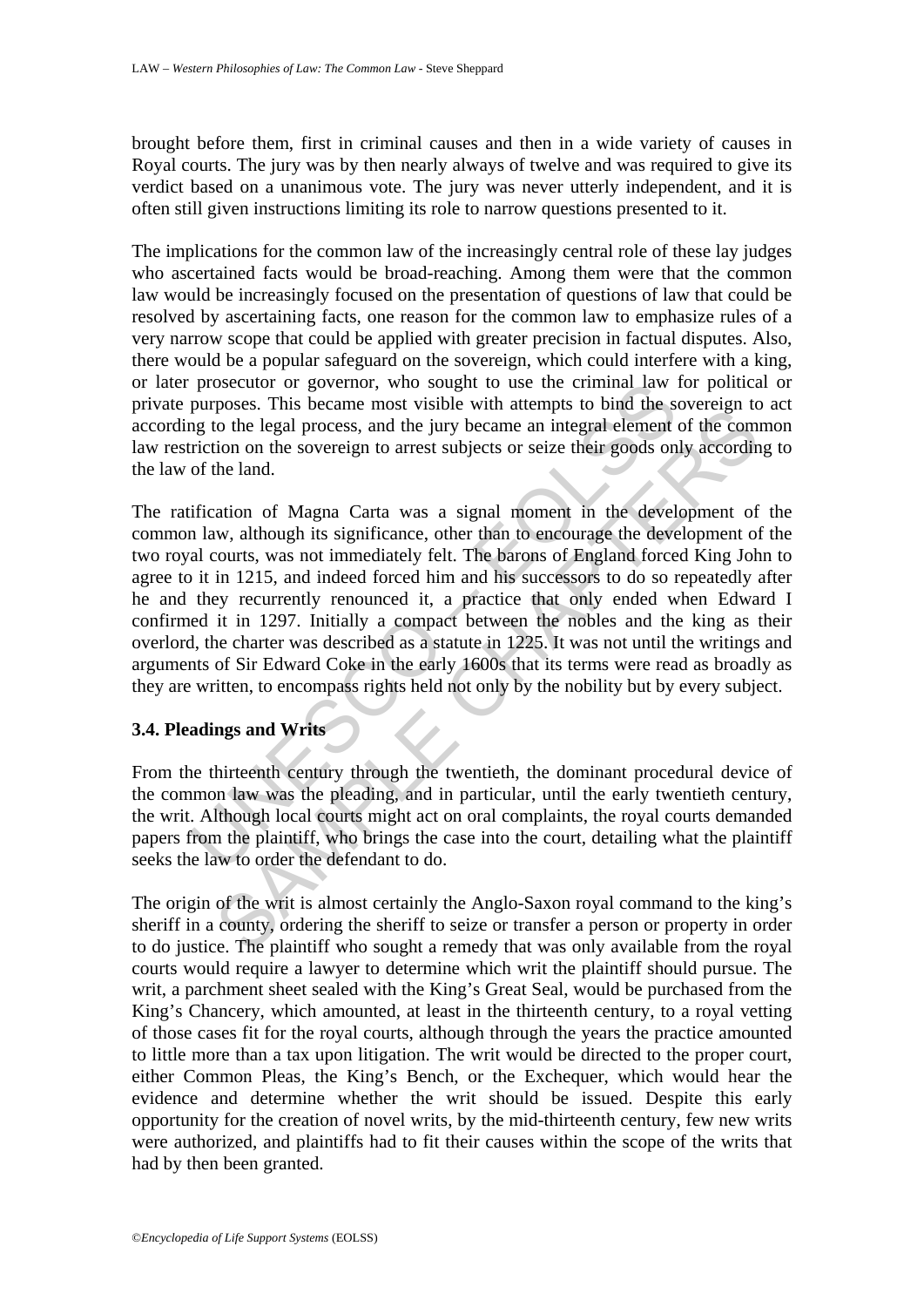brought before them, first in criminal causes and then in a wide variety of causes in Royal courts. The jury was by then nearly always of twelve and was required to give its verdict based on a unanimous vote. The jury was never utterly independent, and it is often still given instructions limiting its role to narrow questions presented to it.

The implications for the common law of the increasingly central role of these lay judges who ascertained facts would be broad-reaching. Among them were that the common law would be increasingly focused on the presentation of questions of law that could be resolved by ascertaining facts, one reason for the common law to emphasize rules of a very narrow scope that could be applied with greater precision in factual disputes. Also, there would be a popular safeguard on the sovereign, which could interfere with a king, or later prosecutor or governor, who sought to use the criminal law for political or private purposes. This became most visible with attempts to bind the sovereign to act according to the legal process, and the jury became an integral element of the common law restriction on the sovereign to arrest subjects or seize their goods only according to the law of the land.

The ratification of Magna Carta was a signal moment in the development of the common law, although its significance, other than to encourage the development of the two royal courts, was not immediately felt. The barons of England forced King John to agree to it in 1215, and indeed forced him and his successors to do so repeatedly after he and they recurrently renounced it, a practice that only ended when Edward I confirmed it in 1297. Initially a compact between the nobles and the king as their overlord, the charter was described as a statute in 1225. It was not until the writings and arguments of Sir Edward Coke in the early 1600s that its terms were read as broadly as they are written, to encompass rights held not only by the nobility but by every subject.

### 3.4. Pleadings and Writs

From the thirteenth century through the twentieth, the dominant procedural device of the common law was the pleading, and in particular, until the early twentieth century, the writ. Although local courts might act on oral complaints, the royal courts demanded papers from the plaintiff, who brings the case into the court, detailing what the plaintiff seeks the law to order the defendant to do.

The origin of the writ is almost certainly the Anglo-Saxon royal command to the king's sheriff in a county, ordering the sheriff to seize or transfer a person or property in order to do justice. The plaintiff who sought a remedy that was only available from the royal courts would require a lawyer to determine which writ the plaintiff should pursue. The writ, a parchment sheet sealed with the King's Great Seal, would be purchased from the King's Chancery, which amounted, at least in the thirteenth century, to a royal vetting of those cases fit for the royal courts, although through the years the practice amounted to little more than a tax upon litigation. The writ would be directed to the proper court, either Common Pleas, the King's Bench, or the Exchequer, which would hear the evidence and determine whether the writ should be issued. Despite this early opportunity for the creation of novel writs, by the mid-thirteenth century, few new writs were authorized, and plaintiffs had to fit their causes within the scope of the writs that had by then been granted.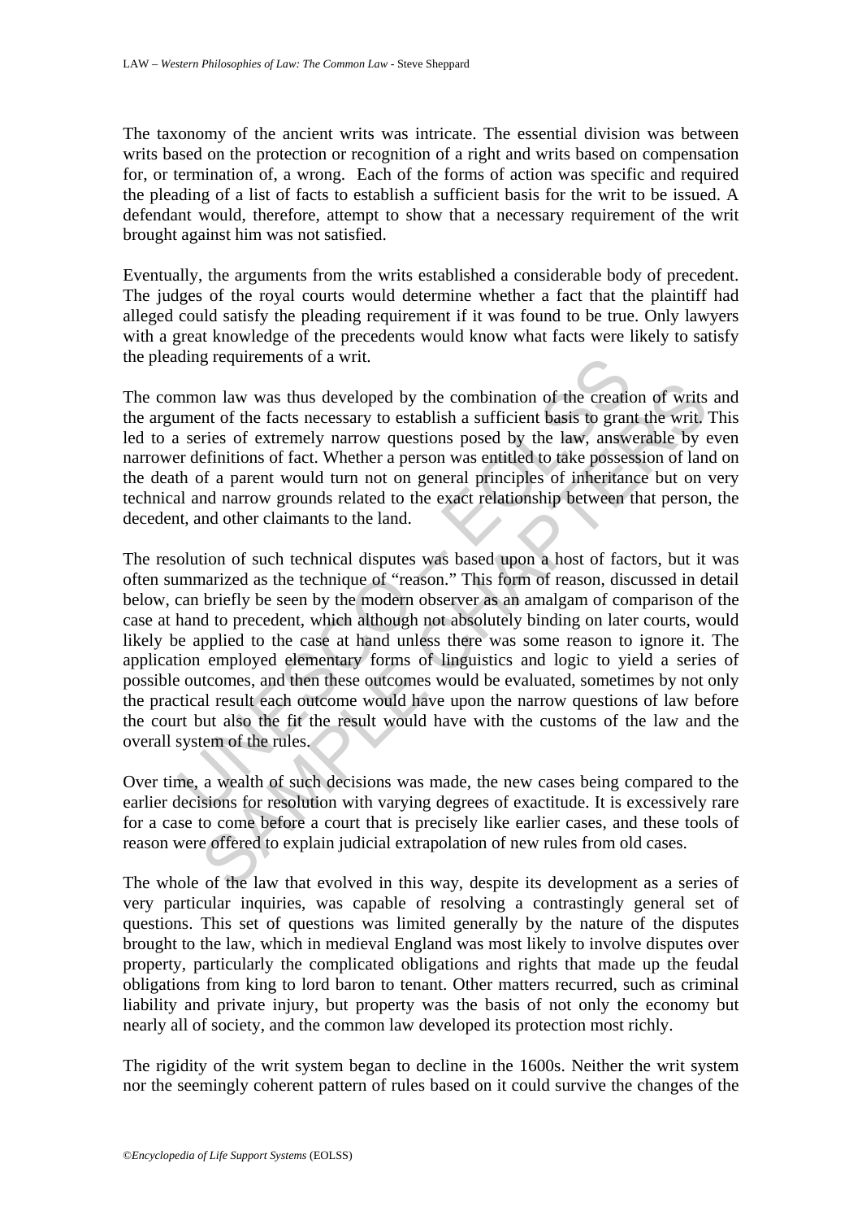The taxonomy of the ancient writs was intricate. The essential division was between writs based on the protection or recognition of a right and writs based on compensation for, or termination of, a wrong. Each of the forms of action was specific and required the pleading of a list of facts to establish a sufficient basis for the writ to be issued. A defendant would, therefore, attempt to show that a necessary requirement of the writ brought against him was not satisfied.

Eventually, the arguments from the writs established a considerable body of precedent. The judges of the royal courts would determine whether a fact that the plaintiff had alleged could satisfy the pleading requirement if it was found to be true. Only lawyers with a great knowledge of the precedents would know what facts were likely to satisfy the pleading requirements of a writ.

The common law was thus developed by the combination of the creation of writs and the argument of the facts necessary to establish a sufficient basis to grant the writ. This led to a series of extremely narrow questions posed by the law, answerable by even narrower definitions of fact. Whether a person was entitled to take possession of land on the death of a parent would turn not on general principles of inheritance but on very technical and narrow grounds related to the exact relationship between that person, the decedent, and other claimants to the land.

The resolution of such technical disputes was based upon a host of factors, but it was often summarized as the technique of "reason." This form of reason, discussed in detail below, can briefly be seen by the modern observer as an amalgam of comparison of the case at hand to precedent, which although not absolutely binding on later courts, would likely be applied to the case at hand unless there was some reason to ignore it. The application employed elementary forms of linguistics and logic to yield a series of possible outcomes, and then these outcomes would be evaluated, sometimes by not only the practical result each outcome would have upon the narrow questions of law before the court but also the fit the result would have with the customs of the law and the overall system of the rules.

Over time, a wealth of such decisions was made, the new cases being compared to the earlier decisions for resolution with varying degrees of exactitude. It is excessively rare for a case to come before a court that is precisely like earlier cases, and these tools of reason were offered to explain judicial extrapolation of new rules from old cases.

The whole of the law that evolved in this way, despite its development as a series of very particular inquiries, was capable of resolving a contrastingly general set of questions. This set of questions was limited generally by the nature of the disputes brought to the law, which in medieval England was most likely to involve disputes over property, particularly the complicated obligations and rights that made up the feudal obligations from king to lord baron to tenant. Other matters recurred, such as criminal liability and private injury, but property was the basis of not only the economy but nearly all of society, and the common law developed its protection most richly.

The rigidity of the writ system began to decline in the 1600s. Neither the writ system nor the seemingly coherent pattern of rules based on it could survive the changes of the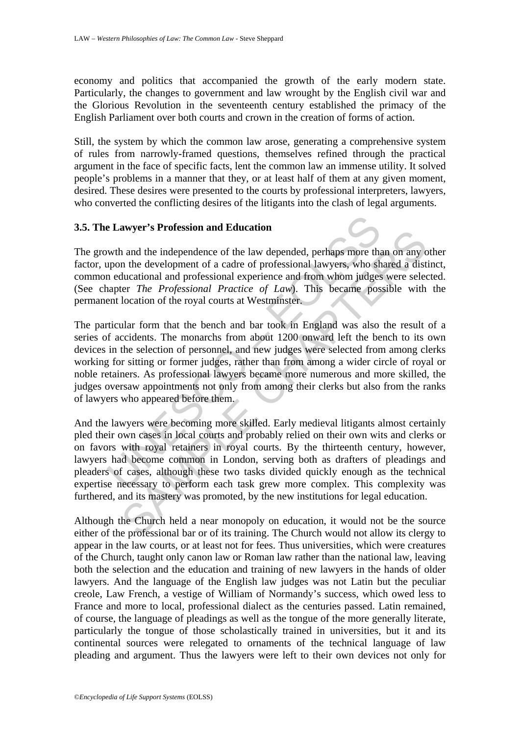economy and politics that accompanied the growth of the early modern state. Particularly, the changes to government and law wrought by the English civil war and the Glorious Revolution in the seventeenth century established the primacy of the English Parliament over both courts and crown in the creation of forms of action.

Still, the system by which the common law arose, generating a comprehensive system of rules from narrowly-framed questions, themselves refined through the practical argument in the face of specific facts, lent the common law an immense utility. It solved people's problems in a manner that they, or at least half of them at any given moment, desired. These desires were presented to the courts by professional interpreters, lawyers, who converted the conflicting desires of the litigants into the clash of legal arguments.

### 3.5. The Lawyer's Profession and Education

The growth and the independence of the law depended, perhaps more than on any other factor, upon the development of a cadre of professional lawyers, who shared a distinct, common educational and professional experience and from whom judges were selected. (See chapter *The Professional Practice of Law*). This became possible with the permanent location of the royal courts at Westminster.

The particular form that the bench and bar took in England was also the result of a series of accidents. The monarchs from about 1200 onward left the bench to its own devices in the selection of personnel, and new judges were selected from among clerks working for sitting or former judges, rather than from among a wider circle of royal or noble retainers. As professional lawyers became more numerous and more skilled, the judges oversaw appointments not only from among their clerks but also from the ranks of lawyers who appeared before them.

And the lawyers were becoming more skilled. Early medieval litigants almost certainly pled their own cases in local courts and probably relied on their own wits and clerks or on favors with royal retainers in royal courts. By the thirteenth century, however, lawyers had become common in London, serving both as drafters of pleadings and pleaders of cases, although these two tasks divided quickly enough as the technical expertise necessary to perform each task grew more complex. This complexity was furthered, and its mastery was promoted, by the new institutions for legal education.

Although the Church held a near monopoly on education, it would not be the source either of the professional bar or of its training. The Church would not allow its clergy to appear in the law courts, or at least not for fees. Thus universities, which were creatures of the Church, taught only canon law or Roman law rather than the national law, leaving both the selection and the education and training of new lawyers in the hands of older lawyers. And the language of the English law judges was not Latin but the peculiar creole, Law French, a vestige of William of Normandy's success, which owed less to France and more to local, professional dialect as the centuries passed. Latin remained, of course, the language of pleadings as well as the tongue of the more generally literate, particularly the tongue of those scholastically trained in universities, but it and its continental sources were relegated to ornaments of the technical language of law pleading and argument. Thus the lawyers were left to their own devices not only for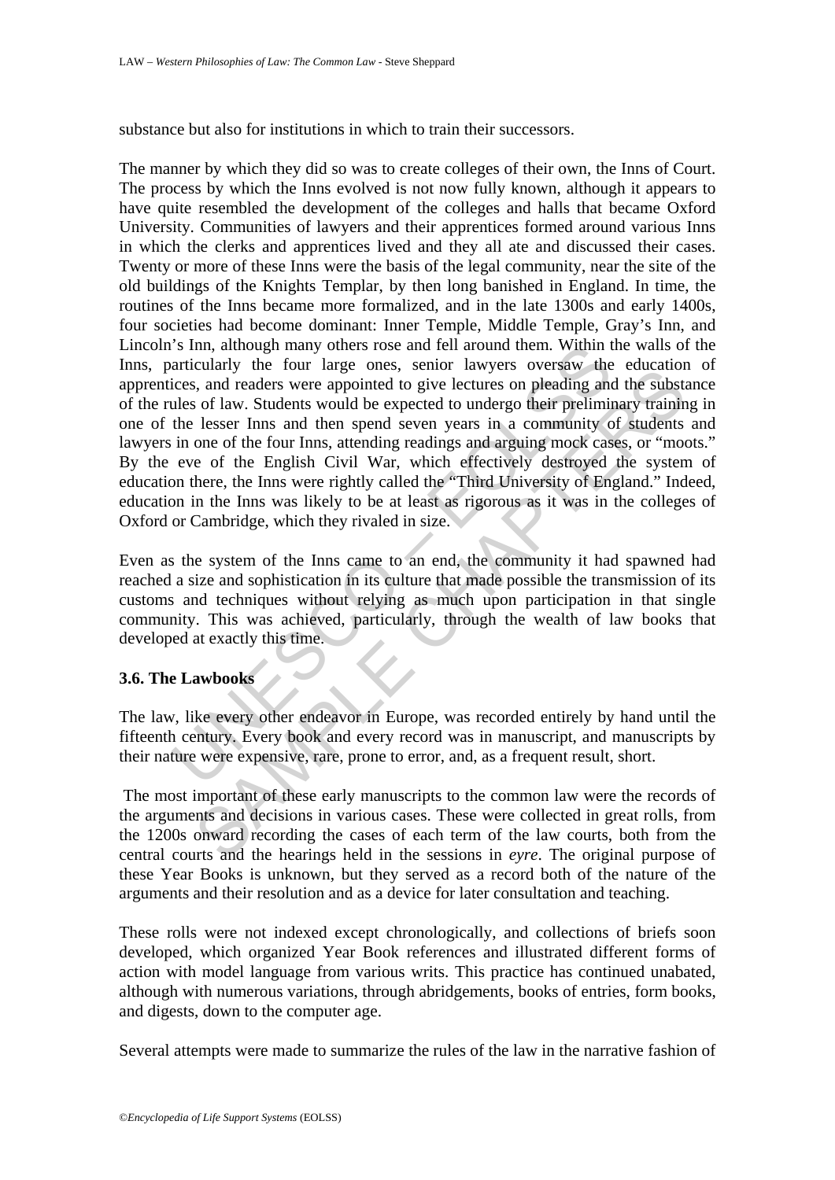substance but also for institutions in which to train their successors.

The manner by which they did so was to create colleges of their own, the Inns of Court. The process by which the Inns evolved is not now fully known, although it appears to have quite resembled the development of the colleges and halls that became Oxford University. Communities of lawyers and their apprentices formed around various Inns in which the clerks and apprentices lived and they all ate and discussed their cases. Twenty or more of these Inns were the basis of the legal community, near the site of the old buildings of the Knights Templar, by then long banished in England. In time, the routines of the Inns became more formalized, and in the late 1300s and early 1400s, four societies had become dominant: Inner Temple, Middle Temple, Gray's Inn, and Lincoln's Inn, although many others rose and fell around them. Within the walls of the Inns, particularly the four large ones, senior lawyers oversaw the education of apprentices, and readers were appointed to give lectures on pleading and the substance of the rules of law. Students would be expected to undergo their preliminary training in one of the lesser Inns and then spend seven years in a community of students and lawyers in one of the four Inns, attending readings and arguing mock cases, or "moots." By the eve of the English Civil War, which effectively destroyed the system of education there, the Inns were rightly called the "Third University of England." Indeed, education in the Inns was likely to be at least as rigorous as it was in the colleges of Oxford or Cambridge, which they rivaled in size.

Even as the system of the Inns came to an end, the community it had spawned had reached a size and sophistication in its culture that made possible the transmission of its customs and techniques without relying as much upon participation in that single community. This was achieved, particularly, through the wealth of law books that developed at exactly this time.

### 3.6. The Lawbooks

The law, like every other endeavor in Europe, was recorded entirely by hand until the fifteenth century. Every book and every record was in manuscript, and manuscripts by their nature were expensive, rare, prone to error, and, as a frequent result, short.

The most important of these early manuscripts to the common law were the records of the arguments and decisions in various cases. These were collected in great rolls, from the 1200s onward recording the cases of each term of the law courts, both from the central courts and the hearings held in the sessions in *eyre*. The original purpose of these Year Books is unknown, but they served as a record both of the nature of the arguments and their resolution and as a device for later consultation and teaching.

These rolls were not indexed except chronologically, and collections of briefs soon developed, which organized Year Book references and illustrated different forms of action with model language from various writs. This practice has continued unabated, although with numerous variations, through abridgements, books of entries, form books, and digests, down to the computer age.

Several attempts were made to summarize the rules of the law in the narrative fashion of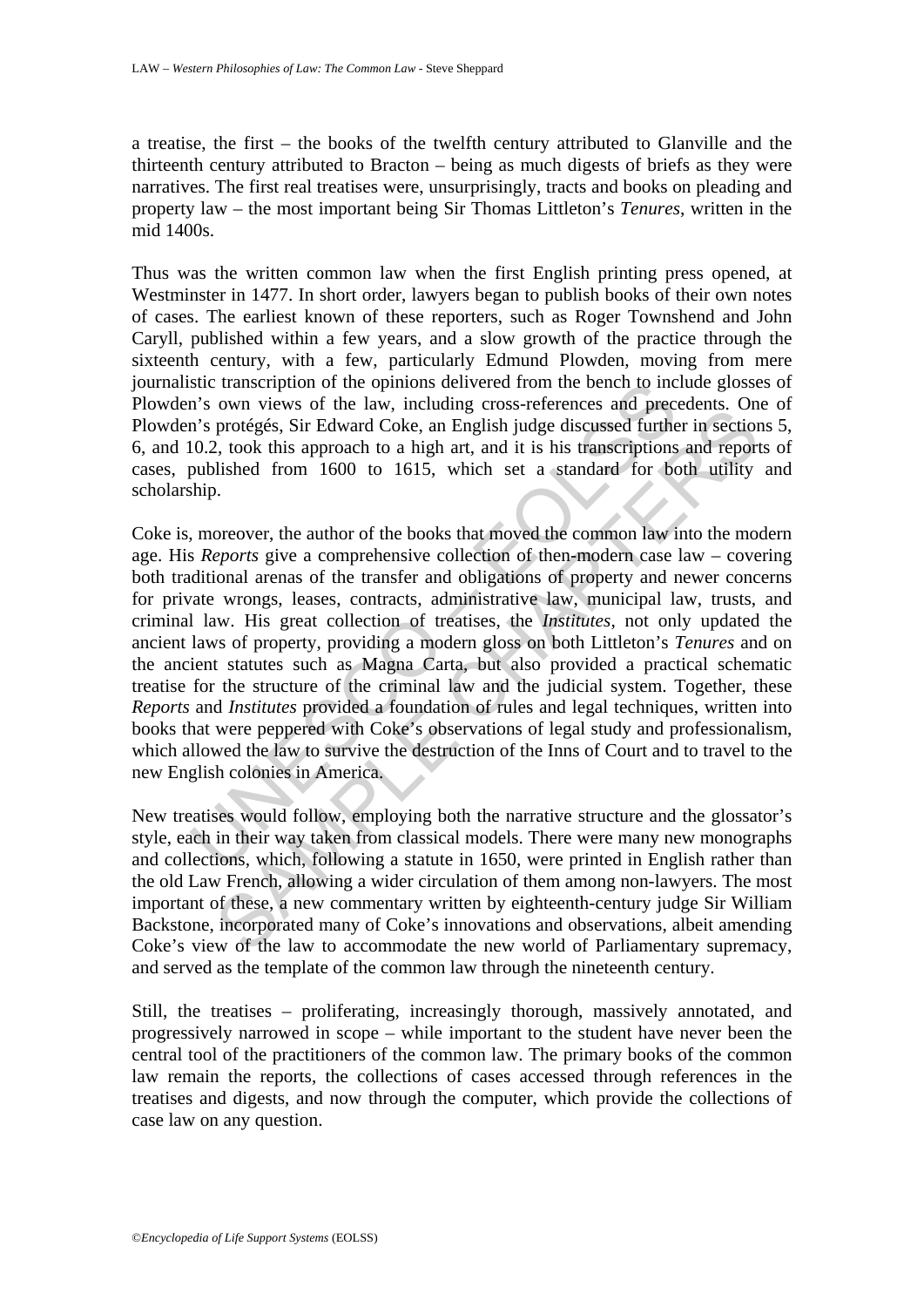a treatise, the first – the books of the twelfth century attributed to Glanville and the thirteenth century attributed to Bracton – being as much digests of briefs as they were narratives. The first real treatises were, unsurprisingly, tracts and books on pleading and property law – the most important being Sir Thomas Littleton's *Tenures*, written in the mid 1400s.

Thus was the written common law when the first English printing press opened, at Westminster in 1477. In short order, lawyers began to publish books of their own notes of cases. The earliest known of these reporters, such as Roger Townshend and John Caryll, published within a few years, and a slow growth of the practice through the sixteenth century, with a few, particularly Edmund Plowden, moving from mere journalistic transcription of the opinions delivered from the bench to include glosses of Plowden's own views of the law, including cross-references and precedents. One of Plowden's protégés, Sir Edward Coke, an English judge discussed further in sections 5, 6, and 10.2, took this approach to a high art, and it is his transcriptions and reports of cases, published from 1600 to 1615, which set a standard for both utility and scholarship.

Coke is, moreover, the author of the books that moved the common law into the modern age. His *Reports* give a comprehensive collection of then-modern case law – covering both traditional arenas of the transfer and obligations of property and newer concerns for private wrongs, leases, contracts, administrative law, municipal law, trusts, and criminal law. His great collection of treatises, the *Institutes*, not only updated the ancient laws of property, providing a modern gloss on both Littleton's *Tenures* and on the ancient statutes such as Magna Carta, but also provided a practical schematic treatise for the structure of the criminal law and the judicial system. Together, these *Reports* and *Institutes* provided a foundation of rules and legal techniques, written into books that were peppered with Coke's observations of legal study and professionalism, which allowed the law to survive the destruction of the Inns of Court and to travel to the new English colonies in America.

New treatises would follow, employing both the narrative structure and the glossator's style, each in their way taken from classical models. There were many new monographs and collections, which, following a statute in 1650, were printed in English rather than the old Law French, allowing a wider circulation of them among non-lawyers. The most important of these, a new commentary written by eighteenth-century judge Sir William Backstone, incorporated many of Coke's innovations and observations, albeit amending Coke's view of the law to accommodate the new world of Parliamentary supremacy, and served as the template of the common law through the nineteenth century.

Still, the treatises – proliferating, increasingly thorough, massively annotated, and progressively narrowed in scope – while important to the student have never been the central tool of the practitioners of the common law. The primary books of the common law remain the reports, the collections of cases accessed through references in the treatises and digests, and now through the computer, which provide the collections of case law on any question.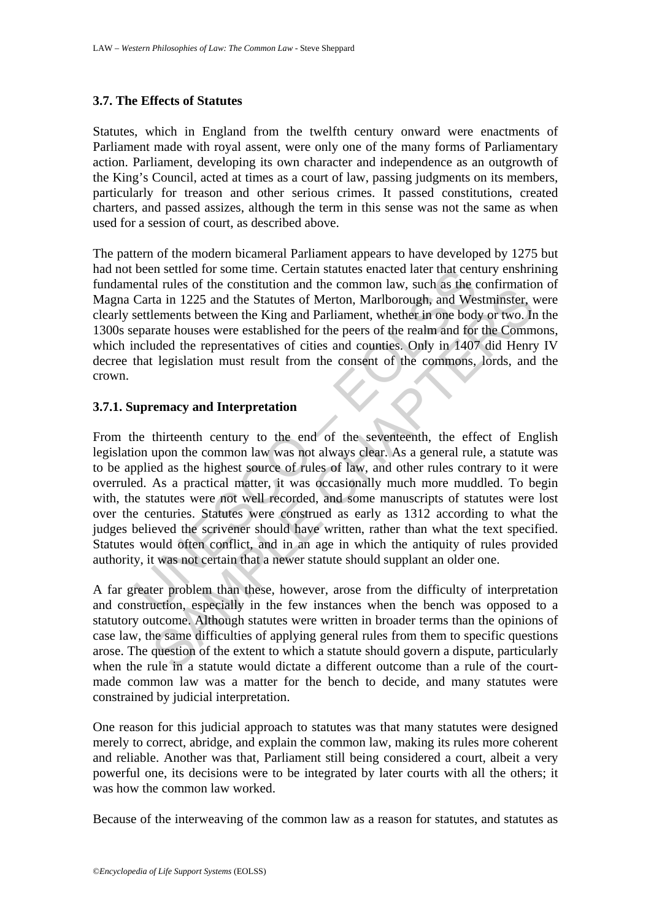### 3.7. The Effects of Statutes

Statutes, which in England from the twelfth century onward were enactments of Parliament made with royal assent, were only one of the many forms of Parliamentary action. Parliament, developing its own character and independence as an outgrowth of the King's Council, acted at times as a court of law, passing judgments on its members, particularly for treason and other serious crimes. It passed constitutions, created charters, and passed assizes, although the term in this sense was not the same as when used for a session of court, as described above.

The pattern of the modern bicameral Parliament appears to have developed by 1275 but had not been settled for some time. Certain statutes enacted later that century enshrining fundamental rules of the constitution and the common law, such as the confirmation of Magna Carta in 1225 and the Statutes of Merton, Marlborough, and Westminster, were clearly settlements between the King and Parliament, whether in one body or two. In the 1300s separate houses were established for the peers of the realm and for the Commons, which included the representatives of cities and counties. Only in 1407 did Henry IV decree that legislation must result from the consent of the commons, lords, and the crown.

#### 3.7.1. Supremacy and Interpretation

From the thirteenth century to the end of the seventeenth, the effect of English legislation upon the common law was not always clear. As a general rule, a statute was to be applied as the highest source of rules of law, and other rules contrary to it were overruled. As a practical matter, it was occasionally much more muddled. To begin with, the statutes were not well recorded, and some manuscripts of statutes were lost over the centuries. Statutes were construed as early as 1312 according to what the judges believed the scrivener should have written, rather than what the text specified. Statutes would often conflict, and in an age in which the antiquity of rules provided authority, it was not certain that a newer statute should supplant an older one.

A far greater problem than these, however, arose from the difficulty of interpretation and construction, especially in the few instances when the bench was opposed to a statutory outcome. Although statutes were written in broader terms than the opinions of case law, the same difficulties of applying general rules from them to specific questions arose. The question of the extent to which a statute should govern a dispute, particularly when the rule in a statute would dictate a different outcome than a rule of the court-made common law was a matter for the bench to decide, and many statutes were constrained by judicial interpretation.

One reason for this judicial approach to statutes was that many statutes were designed merely to correct, abridge, and explain the common law, making its rules more coherent and reliable. Another was that, Parliament still being considered a court, albeit a very powerful one, its decisions were to be integrated by later courts with all the others; it was how the common law worked.

Because of the interweaving of the common law as a reason for statutes, and statutes as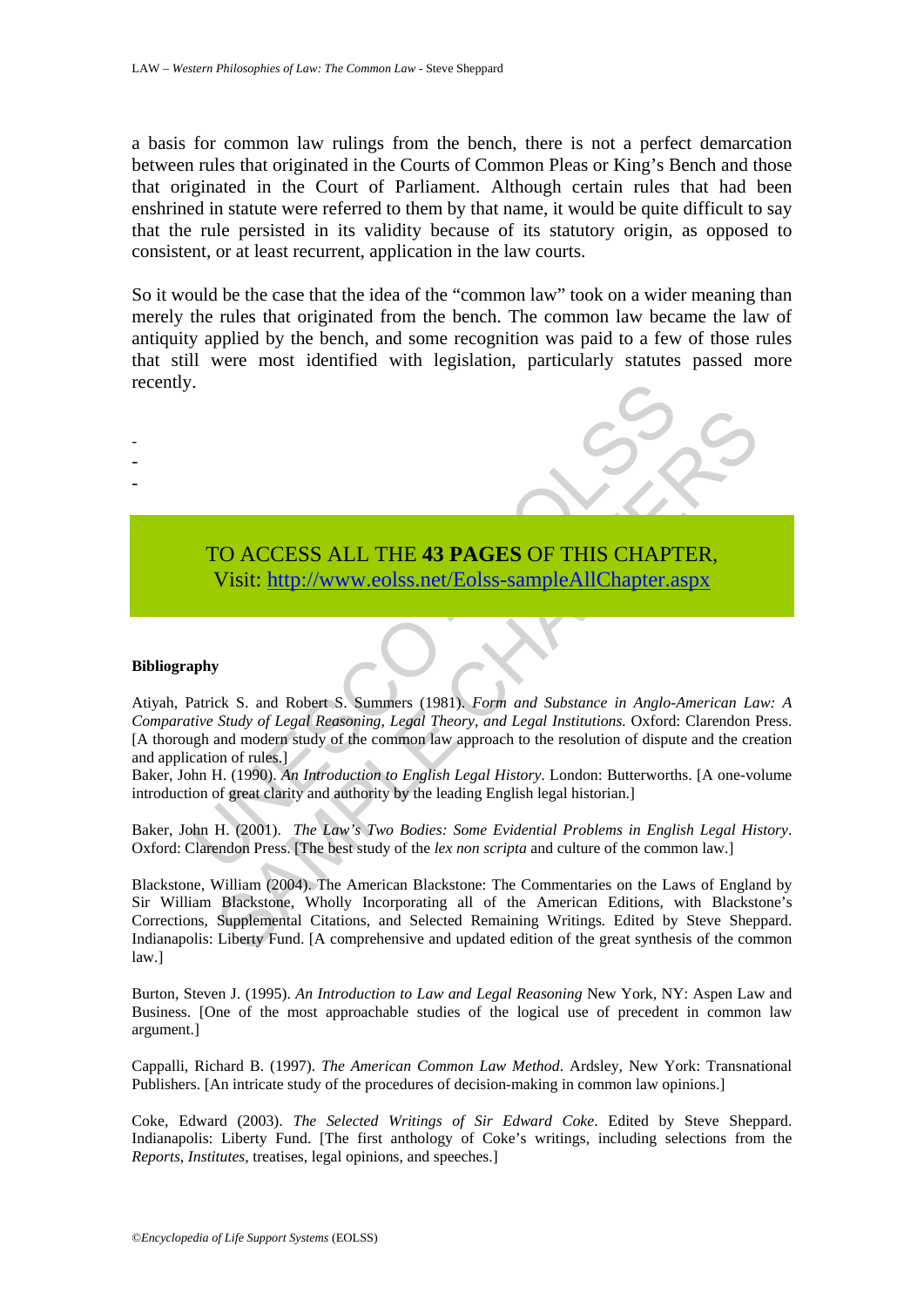a basis for common law rulings from the bench, there is not a perfect demarcation between rules that originated in the Courts of Common Pleas or King's Bench and those that originated in the Court of Parliament. Although certain rules that had been enshrined in statute were referred to them by that name, it would be quite difficult to say that the rule persisted in its validity because of its statutory origin, as opposed to consistent, or at least recurrent, application in the law courts.

So it would be the case that the idea of the "common law" took on a wider meaning than merely the rules that originated from the bench. The common law became the law of antiquity applied by the bench, and some recognition was paid to a few of those rules that still were most identified with legislation, particularly statutes passed more recently.

-
-
-

TO ACCESS ALL THE **43 PAGES** OF THIS CHAPTER,
Visit: http://www.eolss.net/Eolss-sampleAllChapter.aspx

**Bibliography**

Atiyah, Patrick S. and Robert S. Summers (1981). *Form and Substance in Anglo-American Law: A Comparative Study of Legal Reasoning, Legal Theory, and Legal Institutions.* Oxford: Clarendon Press. [A thorough and modern study of the common law approach to the resolution of dispute and the creation and application of rules.]

Baker, John H. (1990). *An Introduction to English Legal History*. London: Butterworths. [A one-volume introduction of great clarity and authority by the leading English legal historian.]

Baker, John H. (2001). *The Law's Two Bodies: Some Evidential Problems in English Legal History*. Oxford: Clarendon Press. [The best study of the *lex non scripta* and culture of the common law.]

Blackstone, William (2004). The American Blackstone: The Commentaries on the Laws of England by Sir William Blackstone, Wholly Incorporating all of the American Editions, with Blackstone's Corrections, Supplemental Citations, and Selected Remaining Writings. Edited by Steve Sheppard. Indianapolis: Liberty Fund. [A comprehensive and updated edition of the great synthesis of the common law.]

Burton, Steven J. (1995). *An Introduction to Law and Legal Reasoning* New York, NY: Aspen Law and Business. [One of the most approachable studies of the logical use of precedent in common law argument.]

Cappalli, Richard B. (1997). *The American Common Law Method*. Ardsley, New York: Transnational Publishers. [An intricate study of the procedures of decision-making in common law opinions.]

Coke, Edward (2003). *The Selected Writings of Sir Edward Coke*. Edited by Steve Sheppard. Indianapolis: Liberty Fund. [The first anthology of Coke's writings, including selections from the *Reports*, *Institutes*, treatises, legal opinions, and speeches.]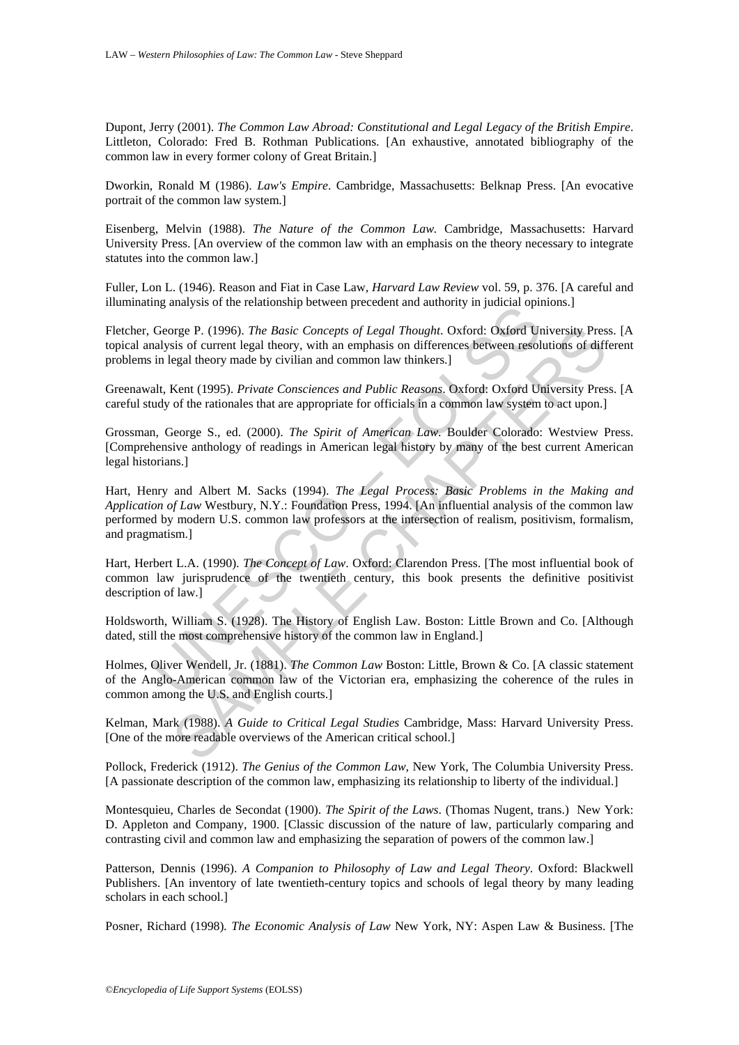Dupont, Jerry (2001). *The Common Law Abroad: Constitutional and Legal Legacy of the British Empire*. Littleton, Colorado: Fred B. Rothman Publications. [An exhaustive, annotated bibliography of the common law in every former colony of Great Britain.]

Dworkin, Ronald M (1986). *Law's Empire*. Cambridge, Massachusetts: Belknap Press. [An evocative portrait of the common law system.]

Eisenberg, Melvin (1988). *The Nature of the Common Law.* Cambridge, Massachusetts: Harvard University Press. [An overview of the common law with an emphasis on the theory necessary to integrate statutes into the common law.]

Fuller, Lon L. (1946). Reason and Fiat in Case Law, *Harvard Law Review* vol. 59, p. 376. [A careful and illuminating analysis of the relationship between precedent and authority in judicial opinions.]

Fletcher, George P. (1996). *The Basic Concepts of Legal Thought*. Oxford: Oxford University Press. [A topical analysis of current legal theory, with an emphasis on differences between resolutions of different problems in legal theory made by civilian and common law thinkers.]

Greenawalt, Kent (1995). *Private Consciences and Public Reasons*. Oxford: Oxford University Press. [A careful study of the rationales that are appropriate for officials in a common law system to act upon.]

Grossman, George S., ed. (2000). *The Spirit of American Law.* Boulder Colorado: Westview Press. [Comprehensive anthology of readings in American legal history by many of the best current American legal historians.]

Hart, Henry and Albert M. Sacks (1994). *The Legal Process: Basic Problems in the Making and Application of Law* Westbury, N.Y.: Foundation Press, 1994. [An influential analysis of the common law performed by modern U.S. common law professors at the intersection of realism, positivism, formalism, and pragmatism.]

Hart, Herbert L.A. (1990). *The Concept of Law*. Oxford: Clarendon Press. [The most influential book of common law jurisprudence of the twentieth century, this book presents the definitive positivist description of law.]

Holdsworth, William S. (1928). The History of English Law. Boston: Little Brown and Co. [Although dated, still the most comprehensive history of the common law in England.]

Holmes, Oliver Wendell, Jr. (1881). *The Common Law* Boston: Little, Brown & Co. [A classic statement of the Anglo-American common law of the Victorian era, emphasizing the coherence of the rules in common among the U.S. and English courts.]

Kelman, Mark (1988). *A Guide to Critical Legal Studies* Cambridge, Mass: Harvard University Press. [One of the more readable overviews of the American critical school.]

Pollock, Frederick (1912). *The Genius of the Common Law*, New York, The Columbia University Press. [A passionate description of the common law, emphasizing its relationship to liberty of the individual.]

Montesquieu, Charles de Secondat (1900). *The Spirit of the Laws*. (Thomas Nugent, trans.) New York: D. Appleton and Company, 1900. [Classic discussion of the nature of law, particularly comparing and contrasting civil and common law and emphasizing the separation of powers of the common law.]

Patterson, Dennis (1996). *A Companion to Philosophy of Law and Legal Theory*. Oxford: Blackwell Publishers. [An inventory of late twentieth-century topics and schools of legal theory by many leading scholars in each school.]

Posner, Richard (1998). *The Economic Analysis of Law* New York, NY: Aspen Law & Business. [The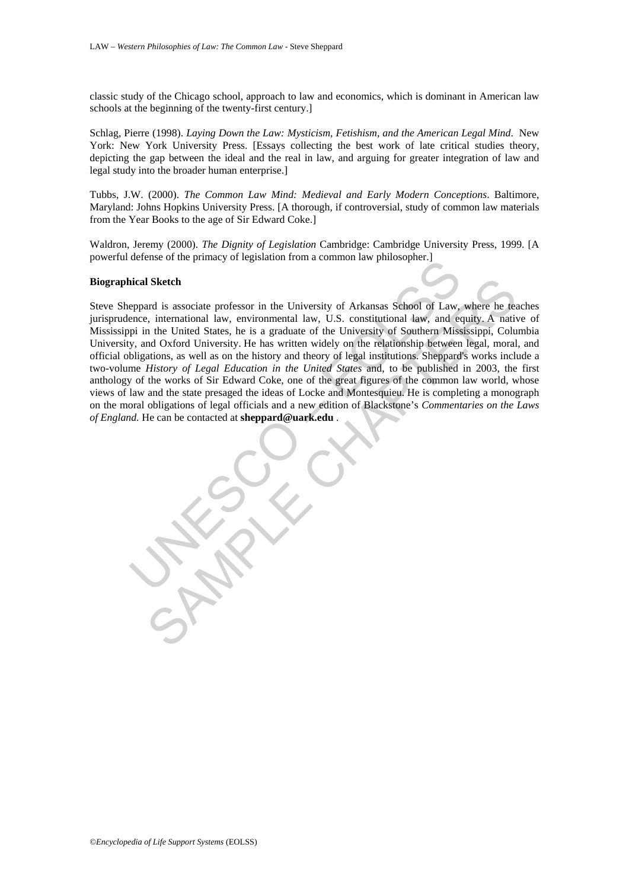classic study of the Chicago school, approach to law and economics, which is dominant in American law schools at the beginning of the twenty-first century.]

Schlag, Pierre (1998). *Laying Down the Law: Mysticism, Fetishism, and the American Legal Mind*. New York: New York University Press. [Essays collecting the best work of late critical studies theory, depicting the gap between the ideal and the real in law, and arguing for greater integration of law and legal study into the broader human enterprise.]

Tubbs, J.W. (2000). *The Common Law Mind: Medieval and Early Modern Conceptions*. Baltimore, Maryland: Johns Hopkins University Press. [A thorough, if controversial, study of common law materials from the Year Books to the age of Sir Edward Coke.]

Waldron, Jeremy (2000). *The Dignity of Legislation* Cambridge: Cambridge University Press, 1999. [A powerful defense of the primacy of legislation from a common law philosopher.]

**Biographical Sketch**

Steve Sheppard is associate professor in the University of Arkansas School of Law, where he teaches jurisprudence, international law, environmental law, U.S. constitutional law, and equity. A native of Mississippi in the United States, he is a graduate of the University of Southern Mississippi, Columbia University, and Oxford University. He has written widely on the relationship between legal, moral, and official obligations, as well as on the history and theory of legal institutions. Sheppard's works include a two-volume *History of Legal Education in the United States* and, to be published in 2003, the first anthology of the works of Sir Edward Coke, one of the great figures of the common law world, whose views of law and the state presaged the ideas of Locke and Montesquieu. He is completing a monograph on the moral obligations of legal officials and a new edition of Blackstone's *Commentaries on the Laws of England.* He can be contacted at **sheppard@uark.edu** .